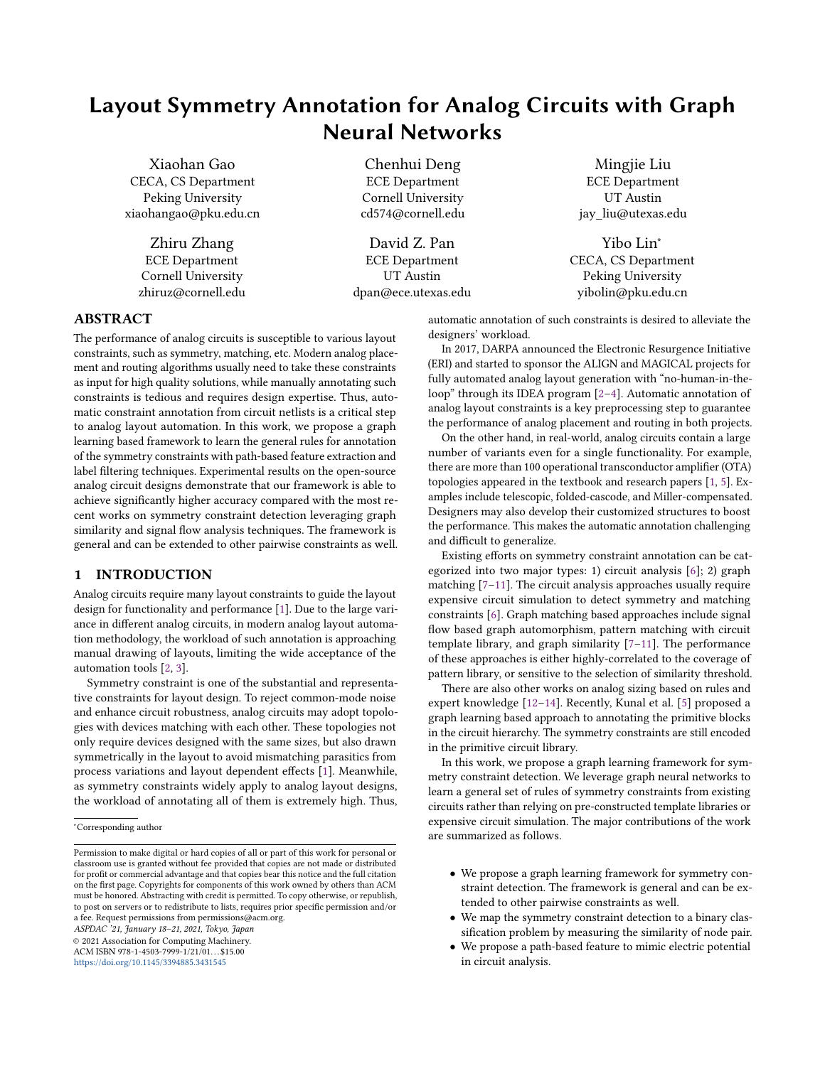# Layout Symmetry Annotation for Analog Circuits with Graph Neural Networks

Xiaohan Gao
CECA, CS Department
Peking University
xiaohangao@pku.edu.cn

Chenhui Deng
ECE Department
Cornell University
cd574@cornell.edu

Mingjie Liu
ECE Department
UT Austin
jay_liu@utexas.edu

Zhiru Zhang
ECE Department
Cornell University
zhiruz@cornell.edu

David Z. Pan
ECE Department
UT Austin
dpan@ece.utexas.edu

Yibo Lin*
CECA, CS Department
Peking University
yibolin@pku.edu.cn

## ABSTRACT

The performance of analog circuits is susceptible to various layout constraints, such as symmetry, matching, etc. Modern analog placement and routing algorithms usually need to take these constraints as input for high quality solutions, while manually annotating such constraints is tedious and requires design expertise. Thus, automatic constraint annotation from circuit netlists is a critical step to analog layout automation. In this work, we propose a graph learning based framework to learn the general rules for annotation of the symmetry constraints with path-based feature extraction and label filtering techniques. Experimental results on the open-source analog circuit designs demonstrate that our framework is able to achieve significantly higher accuracy compared with the most recent works on symmetry constraint detection leveraging graph similarity and signal flow analysis techniques. The framework is general and can be extended to other pairwise constraints as well.

## 1 INTRODUCTION

Analog circuits require many layout constraints to guide the layout design for functionality and performance [1]. Due to the large variance in different analog circuits, in modern analog layout automation methodology, the workload of such annotation is approaching manual drawing of layouts, limiting the wide acceptance of the automation tools [2, 3].

Symmetry constraint is one of the substantial and representative constraints for layout design. To reject common-mode noise and enhance circuit robustness, analog circuits may adopt topologies with devices matching with each other. These topologies not only require devices designed with the same sizes, but also drawn symmetrically in the layout to avoid mismatching parasitics from process variations and layout dependent effects [1]. Meanwhile, as symmetry constraints widely apply to analog layout designs, the workload of annotating all of them is extremely high. Thus, automatic annotation of such constraints is desired to alleviate the designers' workload.

In 2017, DARPA announced the Electronic Resurgence Initiative (ERI) and started to sponsor the ALIGN and MAGICAL projects for fully automated analog layout generation with "no-human-in-the-loop" through its IDEA program [2–4]. Automatic annotation of analog layout constraints is a key preprocessing step to guarantee the performance of analog placement and routing in both projects.

On the other hand, in real-world, analog circuits contain a large number of variants even for a single functionality. For example, there are more than 100 operational transconductor amplifier (OTA) topologies appeared in the textbook and research papers [1, 5]. Examples include telescopic, folded-cascode, and Miller-compensated. Designers may also develop their customized structures to boost the performance. This makes the automatic annotation challenging and difficult to generalize.

Existing efforts on symmetry constraint annotation can be categorized into two major types: 1) circuit analysis [6]; 2) graph matching [7–11]. The circuit analysis approaches usually require expensive circuit simulation to detect symmetry and matching constraints [6]. Graph matching based approaches include signal flow based graph automorphism, pattern matching with circuit template library, and graph similarity [7–11]. The performance of these approaches is either highly-correlated to the coverage of pattern library, or sensitive to the selection of similarity threshold.

There are also other works on analog sizing based on rules and expert knowledge [12–14]. Recently, Kunal et al. [5] proposed a graph learning based approach to annotating the primitive blocks in the circuit hierarchy. The symmetry constraints are still encoded in the primitive circuit library.

In this work, we propose a graph learning framework for symmetry constraint detection. We leverage graph neural networks to learn a general set of rules of symmetry constraints from existing circuits rather than relying on pre-constructed template libraries or expensive circuit simulation. The major contributions of the work are summarized as follows.

- We propose a graph learning framework for symmetry constraint detection. The framework is general and can be extended to other pairwise constraints as well.
- We map the symmetry constraint detection to a binary classification problem by measuring the similarity of node pair.
- We propose a path-based feature to mimic electric potential in circuit analysis.

*Corresponding author

Permission to make digital or hard copies of all or part of this work for personal or classroom use is granted without fee provided that copies are not made or distributed for profit or commercial advantage and that copies bear this notice and the full citation on the first page. Copyrights for components of this work owned by others than ACM must be honored. Abstracting with credit is permitted. To copy otherwise, or republish, to post on servers or to redistribute to lists, requires prior specific permission and/or a fee. Request permissions from permissions@acm.org.
*ASPDAC '21, January 18–21, 2021, Tokyo, Japan*
© 2021 Association for Computing Machinery.
ACM ISBN 978-1-4503-7999-1/21/01…$15.00
https://doi.org/10.1145/3394885.3431545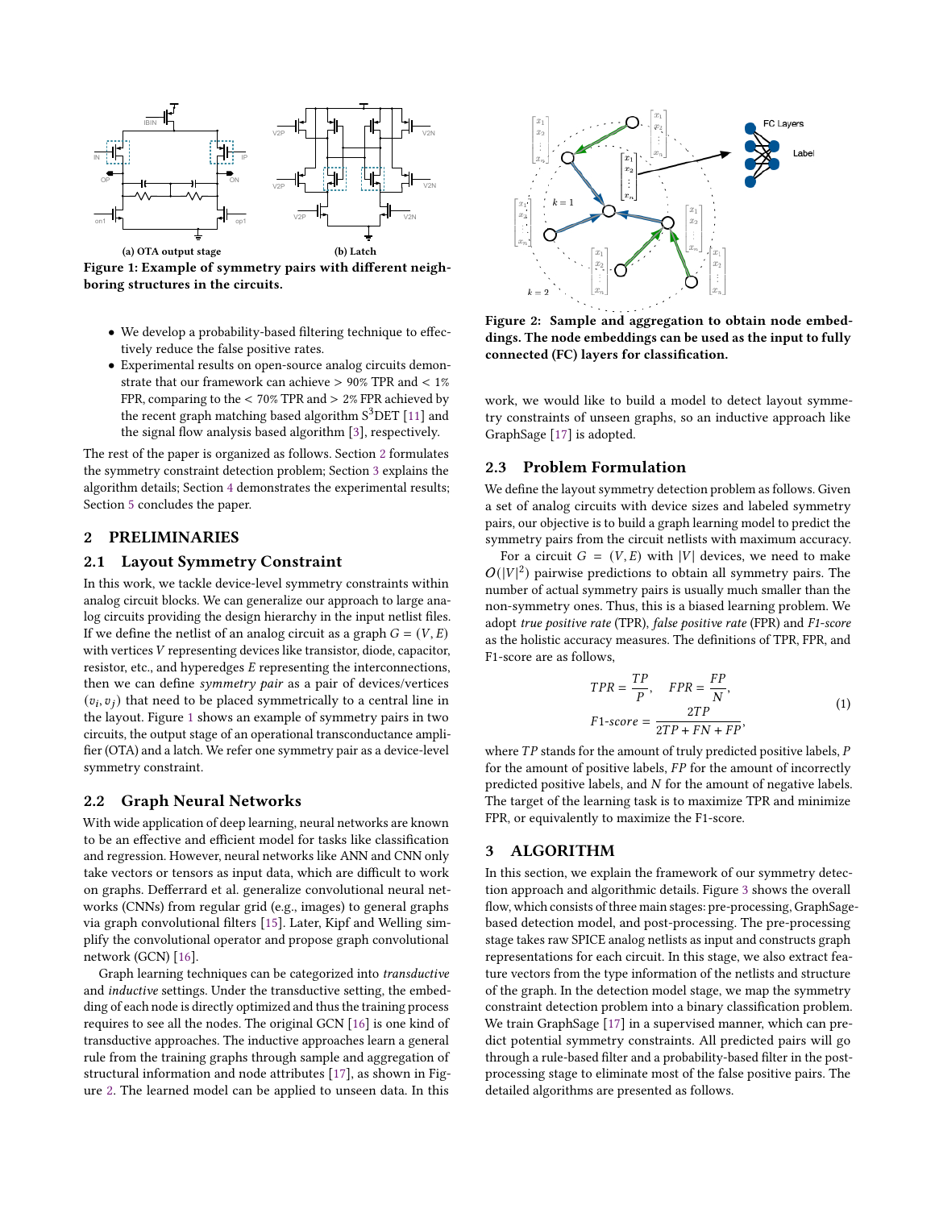(a) OTA output stage (b) Latch

**Figure 1: Example of symmetry pairs with different neighboring structures in the circuits.**

- We develop a probability-based filtering technique to effectively reduce the false positive rates.
- Experimental results on open-source analog circuits demonstrate that our framework can achieve > 90% TPR and < 1% FPR, comparing to the < 70% TPR and > 2% FPR achieved by the recent graph matching based algorithm S$^3$DET [11] and the signal flow analysis based algorithm [3], respectively.

The rest of the paper is organized as follows. Section 2 formulates the symmetry constraint detection problem; Section 3 explains the algorithm details; Section 4 demonstrates the experimental results; Section 5 concludes the paper.

## 2 PRELIMINARIES

### 2.1 Layout Symmetry Constraint

In this work, we tackle device-level symmetry constraints within analog circuit blocks. We can generalize our approach to large analog circuits providing the design hierarchy in the input netlist files. If we define the netlist of an analog circuit as a graph $G = (V, E)$ with vertices $V$ representing devices like transistor, diode, capacitor, resistor, etc., and hyperedges $E$ representing the interconnections, then we can define *symmetry pair* as a pair of devices/vertices $(v_i, v_j)$ that need to be placed symmetrically to a central line in the layout. Figure 1 shows an example of symmetry pairs in two circuits, the output stage of an operational transconductance amplifier (OTA) and a latch. We refer one symmetry pair as a device-level symmetry constraint.

### 2.2 Graph Neural Networks

With wide application of deep learning, neural networks are known to be an effective and efficient model for tasks like classification and regression. However, neural networks like ANN and CNN only take vectors or tensors as input data, which are difficult to work on graphs. Defferrard et al. generalize convolutional neural networks (CNNs) from regular grid (e.g., images) to general graphs via graph convolutional filters [15]. Later, Kipf and Welling simplify the convolutional operator and propose graph convolutional network (GCN) [16].

Graph learning techniques can be categorized into *transductive* and *inductive* settings. Under the transductive setting, the embedding of each node is directly optimized and thus the training process requires to see all the nodes. The original GCN [16] is one kind of transductive approaches. The inductive approaches learn a general rule from the training graphs through sample and aggregation of structural information and node attributes [17], as shown in Figure 2. The learned model can be applied to unseen data. In this work, we would like to build a model to detect layout symmetry constraints of unseen graphs, so an inductive approach like GraphSage [17] is adopted.

**Figure 2: Sample and aggregation to obtain node embeddings. The node embeddings can be used as the input to fully connected (FC) layers for classification.**

### 2.3 Problem Formulation

We define the layout symmetry detection problem as follows. Given a set of analog circuits with device sizes and labeled symmetry pairs, our objective is to build a graph learning model to predict the symmetry pairs from the circuit netlists with maximum accuracy.

For a circuit $G = (V, E)$ with $|V|$ devices, we need to make $O(|V|^2)$ pairwise predictions to obtain all symmetry pairs. The number of actual symmetry pairs is usually much smaller than the non-symmetry ones. Thus, this is a biased learning problem. We adopt *true positive rate* (TPR), *false positive rate* (FPR) and *F1-score* as the holistic accuracy measures. The definitions of TPR, FPR, and F1-score are as follows,

$$
\begin{aligned}
TPR &= \frac{TP}{P}, \quad FPR = \frac{FP}{N}, \\
F1\text{-}score &= \frac{2TP}{2TP + FN + FP},
\end{aligned} \tag{1}
$$

where $TP$ stands for the amount of truly predicted positive labels, $P$ for the amount of positive labels, $FP$ for the amount of incorrectly predicted positive labels, and $N$ for the amount of negative labels. The target of the learning task is to maximize TPR and minimize FPR, or equivalently to maximize the F1-score.

## 3 ALGORITHM

In this section, we explain the framework of our symmetry detection approach and algorithmic details. Figure 3 shows the overall flow, which consists of three main stages: pre-processing, GraphSage-based detection model, and post-processing. The pre-processing stage takes raw SPICE analog netlists as input and constructs graph representations for each circuit. In this stage, we also extract feature vectors from the type information of the netlists and structure of the graph. In the detection model stage, we map the symmetry constraint detection problem into a binary classification problem. We train GraphSage [17] in a supervised manner, which can predict potential symmetry constraints. All predicted pairs will go through a rule-based filter and a probability-based filter in the post-processing stage to eliminate most of the false positive pairs. The detailed algorithms are presented as follows.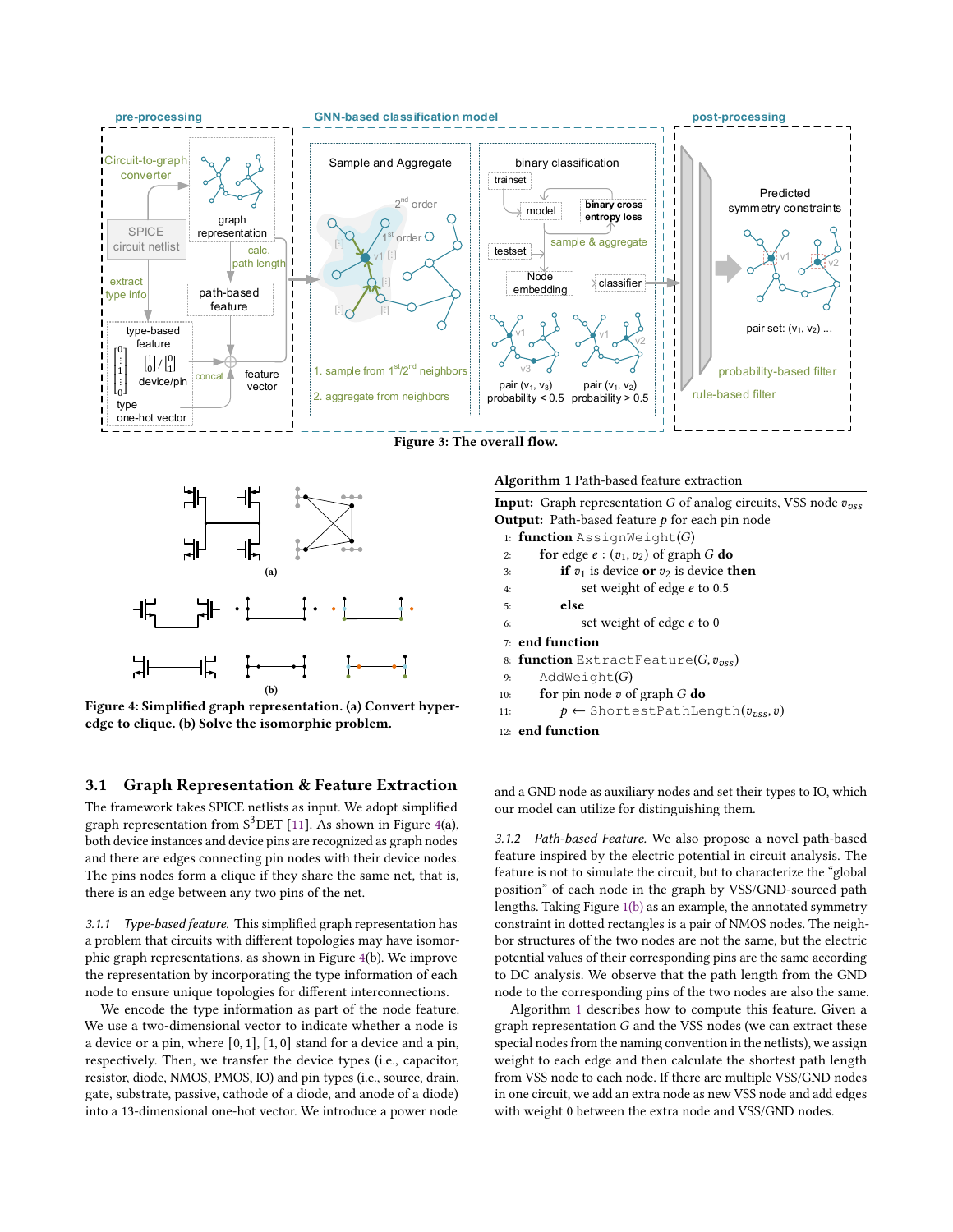Figure 3: The overall flow.

Figure 4: Simplified graph representation. (a) Convert hyperedge to clique. (b) Solve the isomorphic problem.

**Algorithm 1** Path-based feature extraction

**Input:** Graph representation $G$ of analog circuits, VSS node $v_{vss}$
**Output:** Path-based feature $p$ for each pin node

```
1:  function AssignWeight(G)
2:      for edge e : (v1, v2) of graph G do
3:          if v1 is device or v2 is device then
4:              set weight of edge e to 0.5
5:          else
6:              set weight of edge e to 0
7:  end function
8:  function ExtractFeature(G, v_vss)
9:      AddWeight(G)
10:     for pin node v of graph G do
11:         p ← ShortestPathLength(v_vss, v)
12: end function
```

## 3.1 Graph Representation & Feature Extraction

The framework takes SPICE netlists as input. We adopt simplified graph representation from S[3]DET [11]. As shown in Figure 4(a), both device instances and device pins are recognized as graph nodes and there are edges connecting pin nodes with their device nodes. The pins nodes form a clique if they share the same net, that is, there is an edge between any two pins of the net.

*3.1.1 Type-based feature.* This simplified graph representation has a problem that circuits with different topologies may have isomorphic graph representations, as shown in Figure 4(b). We improve the representation by incorporating the type information of each node to ensure unique topologies for different interconnections.

We encode the type information as part of the node feature. We use a two-dimensional vector to indicate whether a node is a device or a pin, where $[0, 1]$, $[1, 0]$ stand for a device and a pin, respectively. Then, we transfer the device types (i.e., capacitor, resistor, diode, NMOS, PMOS, IO) and pin types (i.e., source, drain, gate, substrate, passive, cathode of a diode, and anode of a diode) into a 13-dimensional one-hot vector. We introduce a power node and a GND node as auxiliary nodes and set their types to IO, which our model can utilize for distinguishing them.

*3.1.2 Path-based Feature.* We also propose a novel path-based feature inspired by the electric potential in circuit analysis. The feature is not to simulate the circuit, but to characterize the "global position" of each node in the graph by VSS/GND-sourced path lengths. Taking Figure 1(b) as an example, the annotated symmetry constraint in dotted rectangles is a pair of NMOS nodes. The neighbor structures of the two nodes are not the same, but the electric potential values of their corresponding pins are the same according to DC analysis. We observe that the path length from the GND node to the corresponding pins of the two nodes are also the same.

Algorithm 1 describes how to compute this feature. Given a graph representation $G$ and the VSS nodes (we can extract these special nodes from the naming convention in the netlists), we assign weight to each edge and then calculate the shortest path length from VSS node to each node. If there are multiple VSS/GND nodes in one circuit, we add an extra node as new VSS node and add edges with weight 0 between the extra node and VSS/GND nodes.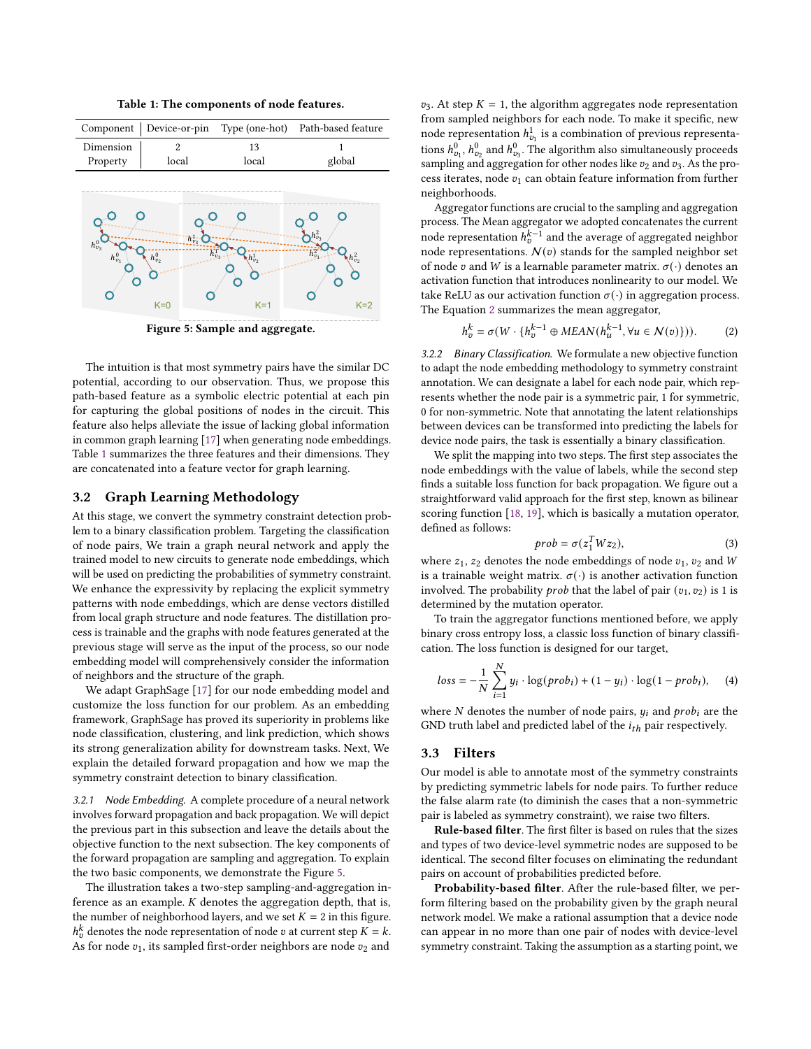Table 1: The components of node features.

| Component | Device-or-pin | Type (one-hot) | Path-based feature |
|---|---|---|---|
| Dimension | 2 | 13 | 1 |
| Property | local | local | global |

Figure 5: Sample and aggregate.

The intuition is that most symmetry pairs have the similar DC potential, according to our observation. Thus, we propose this path-based feature as a symbolic electric potential at each pin for capturing the global positions of nodes in the circuit. This feature also helps alleviate the issue of lacking global information in common graph learning [17] when generating node embeddings. Table 1 summarizes the three features and their dimensions. They are concatenated into a feature vector for graph learning.

## 3.2 Graph Learning Methodology

At this stage, we convert the symmetry constraint detection problem to a binary classification problem. Targeting the classification of node pairs, We train a graph neural network and apply the trained model to new circuits to generate node embeddings, which will be used on predicting the probabilities of symmetry constraint. We enhance the expressivity by replacing the explicit symmetry patterns with node embeddings, which are dense vectors distilled from local graph structure and node features. The distillation process is trainable and the graphs with node features generated at the previous stage will serve as the input of the process, so our node embedding model will comprehensively consider the information of neighbors and the structure of the graph.

We adapt GraphSage [17] for our node embedding model and customize the loss function for our problem. As an embedding framework, GraphSage has proved its superiority in problems like node classification, clustering, and link prediction, which shows its strong generalization ability for downstream tasks. Next, We explain the detailed forward propagation and how we map the symmetry constraint detection to binary classification.

*3.2.1 Node Embedding.* A complete procedure of a neural network involves forward propagation and back propagation. We will depict the previous part in this subsection and leave the details about the objective function to the next subsection. The key components of the forward propagation are sampling and aggregation. To explain the two basic components, we demonstrate the Figure 5.

The illustration takes a two-step sampling-and-aggregation inference as an example. $K$ denotes the aggregation depth, that is, the number of neighborhood layers, and we set $K = 2$ in this figure. $h_v^k$ denotes the node representation of node $v$ at current step $K = k$. As for node $v_1$, its sampled first-order neighbors are node $v_2$ and $v_3$. At step $K = 1$, the algorithm aggregates node representation from sampled neighbors for each node. To make it specific, new node representation $h_{v_1}^1$ is a combination of previous representations $h_{v_1}^0$, $h_{v_2}^0$ and $h_{v_3}^0$. The algorithm also simultaneously proceeds sampling and aggregation for other nodes like $v_2$ and $v_3$. As the process iterates, node $v_1$ can obtain feature information from further neighborhoods.

Aggregator functions are crucial to the sampling and aggregation process. The Mean aggregator we adopted concatenates the current node representation $h_v^{k-1}$ and the average of aggregated neighbor node representations. $\mathcal{N}(v)$ stands for the sampled neighbor set of node $v$ and $W$ is a learnable parameter matrix. $\sigma(\cdot)$ denotes an activation function that introduces nonlinearity to our model. We take ReLU as our activation function $\sigma(\cdot)$ in aggregation process. The Equation 2 summarizes the mean aggregator,

$$h_v^k = \sigma(W \cdot \{h_v^{k-1} \oplus MEAN(h_u^{k-1}, \forall u \in \mathcal{N}(v)\})). \tag{2}$$

*3.2.2 Binary Classification.* We formulate a new objective function to adapt the node embedding methodology to symmetry constraint annotation. We can designate a label for each node pair, which represents whether the node pair is a symmetric pair, 1 for symmetric, 0 for non-symmetric. Note that annotating the latent relationships between devices can be transformed into predicting the labels for device node pairs, the task is essentially a binary classification.

We split the mapping into two steps. The first step associates the node embeddings with the value of labels, while the second step finds a suitable loss function for back propagation. We figure out a straightforward valid approach for the first step, known as bilinear scoring function [18, 19], which is basically a mutation operator, defined as follows:

$$prob = \sigma(z_1^T W z_2), \tag{3}$$

where $z_1, z_2$ denotes the node embeddings of node $v_1, v_2$ and $W$ is a trainable weight matrix. $\sigma(\cdot)$ is another activation function involved. The probability $prob$ that the label of pair $(v_1, v_2)$ is 1 is determined by the mutation operator.

To train the aggregator functions mentioned before, we apply binary cross entropy loss, a classic loss function of binary classification. The loss function is designed for our target,

$$loss = -\frac{1}{N}\sum_{i=1}^{N} y_i \cdot \log(prob_i) + (1 - y_i) \cdot \log(1 - prob_i), \tag{4}$$

where $N$ denotes the number of node pairs, $y_i$ and $prob_i$ are the GND truth label and predicted label of the $i_{th}$ pair respectively.

## 3.3 Filters

Our model is able to annotate most of the symmetry constraints by predicting symmetric labels for node pairs. To further reduce the false alarm rate (to diminish the cases that a non-symmetric pair is labeled as symmetry constraint), we raise two filters.

**Rule-based filter**. The first filter is based on rules that the sizes and types of two device-level symmetric nodes are supposed to be identical. The second filter focuses on eliminating the redundant pairs on account of probabilities predicted before.

**Probability-based filter**. After the rule-based filter, we perform filtering based on the probability given by the graph neural network model. We make a rational assumption that a device node can appear in no more than one pair of nodes with device-level symmetry constraint. Taking the assumption as a starting point, we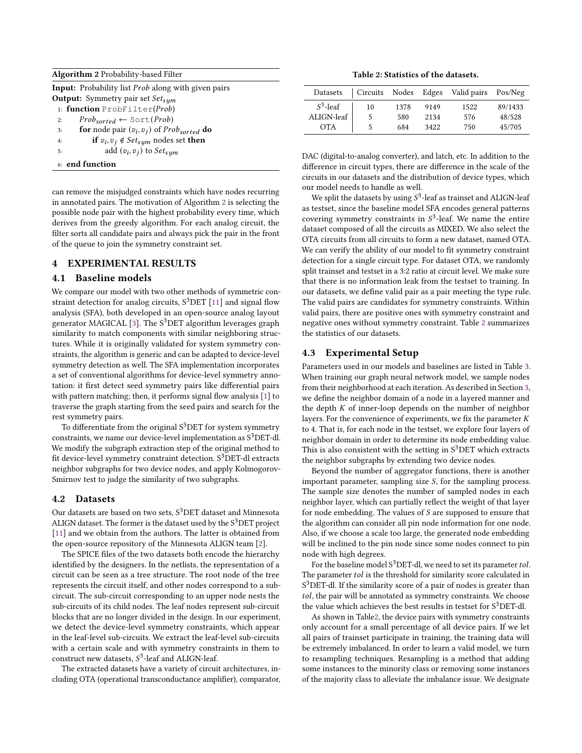**Algorithm 2** Probability-based Filter

**Input:** Probability list $Prob$ along with given pairs
**Output:** Symmetry pair set $Set_{sym}$

```
1: function ProbFilter(Prob)
2:     Prob_sorted ← Sort(Prob)
3:     for node pair (v_i, v_j) of Prob_sorted do
4:         if v_i, v_j ∉ Set_sym nodes set then
5:             add (v_i, v_j) to Set_sym
6: end function
```

can remove the misjudged constraints which have nodes recurring in annotated pairs. The motivation of Algorithm 2 is selecting the possible node pair with the highest probability every time, which derives from the greedy algorithm. For each analog circuit, the filter sorts all candidate pairs and always pick the pair in the front of the queue to join the symmetry constraint set.

## 4 EXPERIMENTAL RESULTS

### 4.1 Baseline models

We compare our model with two other methods of symmetric constraint detection for analog circuits, S$^3$DET [11] and signal flow analysis (SFA), both developed in an open-source analog layout generator MAGICAL [3]. The S$^3$DET algorithm leverages graph similarity to match components with similar neighboring structures. While it is originally validated for system symmetry constraints, the algorithm is generic and can be adapted to device-level symmetry detection as well. The SFA implementation incorporates a set of conventional algorithms for device-level symmetry annotation: it first detect seed symmetry pairs like differential pairs with pattern matching; then, it performs signal flow analysis [1] to traverse the graph starting from the seed pairs and search for the rest symmetry pairs.

To differentiate from the original S$^3$DET for system symmetry constraints, we name our device-level implementation as S$^3$DET-dl. We modify the subgraph extraction step of the original method to fit device-level symmetry constraint detection. S$^3$DET-dl extracts neighbor subgraphs for two device nodes, and apply Kolmogorov-Smirnov test to judge the similarity of two subgraphs.

### 4.2 Datasets

Our datasets are based on two sets, S$^3$DET dataset and Minnesota ALIGN dataset. The former is the dataset used by the S$^3$DET project [11] and we obtain from the authors. The latter is obtained from the open-source repository of the Minnesota ALIGN team [2].

The SPICE files of the two datasets both encode the hierarchy identified by the designers. In the netlists, the representation of a circuit can be seen as a tree structure. The root node of the tree represents the circuit itself, and other nodes correspond to a sub-circuit. The sub-circuit corresponding to an upper node nests the sub-circuits of its child nodes. The leaf nodes represent sub-circuit blocks that are no longer divided in the design. In our experiment, we detect the device-level symmetry constraints, which appear in the leaf-level sub-circuits. We extract the leaf-level sub-circuits with a certain scale and with symmetry constraints in them to construct new datasets, $S^3$-leaf and ALIGN-leaf.

The extracted datasets have a variety of circuit architectures, including OTA (operational transconductance amplifier), comparator, DAC (digital-to-analog converter), and latch, etc. In addition to the difference in circuit types, there are difference in the scale of the circuits in our datasets and the distribution of device types, which our model needs to handle as well.

**Table 2: Statistics of the datasets.**

| Datasets | Circuits | Nodes | Edges | Valid pairs | Pos/Neg |
|---|---|---|---|---|---|
| $S^3$-leaf | 10 | 1378 | 9149 | 1522 | 89/1433 |
| ALIGN-leaf | 5 | 580 | 2134 | 576 | 48/528 |
| OTA | 5 | 684 | 3422 | 750 | 45/705 |

We split the datasets by using $S^3$-leaf as trainset and ALIGN-leaf as testset, since the baseline model SFA encodes general patterns covering symmetry constraints in $S^3$-leaf. We name the entire dataset composed of all the circuits as MIXED. We also select the OTA circuits from all circuits to form a new dataset, named OTA. We can verify the ability of our model to fit symmetry constraint detection for a single circuit type. For dataset OTA, we randomly split trainset and testset in a 3:2 ratio at circuit level. We make sure that there is no information leak from the testset to training. In our datasets, we define valid pair as a pair meeting the type rule. The valid pairs are candidates for symmetry constraints. Within valid pairs, there are positive ones with symmetry constraint and negative ones without symmetry constraint. Table 2 summarizes the statistics of our datasets.

### 4.3 Experimental Setup

Parameters used in our models and baselines are listed in Table 3. When training our graph neural network model, we sample nodes from their neighborhood at each iteration. As described in Section 3, we define the neighbor domain of a node in a layered manner and the depth $K$ of inner-loop depends on the number of neighbor layers. For the convenience of experiments, we fix the parameter $K$ to 4. That is, for each node in the testset, we explore four layers of neighbor domain in order to determine its node embedding value. This is also consistent with the setting in S$^3$DET which extracts the neighbor subgraphs by extending two device nodes.

Beyond the number of aggregator functions, there is another important parameter, sampling size $S$, for the sampling process. The sample size denotes the number of sampled nodes in each neighbor layer, which can partially reflect the weight of that layer for node embedding. The values of $S$ are supposed to ensure that the algorithm can consider all pin node information for one node. Also, if we choose a scale too large, the generated node embedding will be inclined to the pin node since some nodes connect to pin node with high degrees.

For the baseline model S$^3$DET-dl, we need to set its parameter $tol$. The parameter $tol$ is the threshold for similarity score calculated in S$^3$DET-dl. If the similarity score of a pair of nodes is greater than $tol$, the pair will be annotated as symmetry constraints. We choose the value which achieves the best results in testset for S$^3$DET-dl.

As shown in Table2, the device pairs with symmetry constraints only account for a small percentage of all device pairs. If we let all pairs of trainset participate in training, the training data will be extremely imbalanced. In order to learn a valid model, we turn to resampling techniques. Resampling is a method that adding some instances to the minority class or removing some instances of the majority class to alleviate the imbalance issue. We designate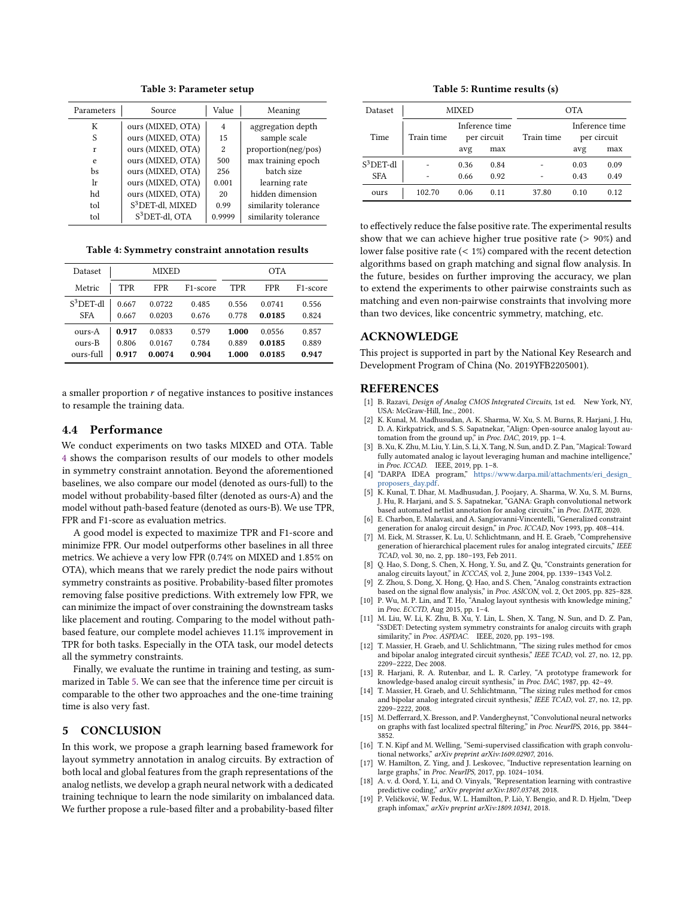**Table 3: Parameter setup**

| Parameters | Source | Value | Meaning |
|---|---|---|---|
| K | ours (MIXED, OTA) | 4 | aggregation depth |
| S | ours (MIXED, OTA) | 15 | sample scale |
| r | ours (MIXED, OTA) | 2 | proportion(neg/pos) |
| e | ours (MIXED, OTA) | 500 | max training epoch |
| bs | ours (MIXED, OTA) | 256 | batch size |
| lr | ours (MIXED, OTA) | 0.001 | learning rate |
| hd | ours (MIXED, OTA) | 20 | hidden dimension |
| tol | $S^3$DET-dl, MIXED | 0.99 | similarity tolerance |
| tol | $S^3$DET-dl, OTA | 0.9999 | similarity tolerance |

**Table 4: Symmetry constraint annotation results**

| Dataset | MIXED | | | OTA | | |
|---|---|---|---|---|---|---|
| Metric | TPR | FPR | F1-score | TPR | FPR | F1-score |
| $S^3$DET-dl | 0.667 | 0.0722 | 0.485 | 0.556 | 0.0741 | 0.556 |
| SFA | 0.667 | 0.0203 | 0.676 | 0.778 | **0.0185** | 0.824 |
| ours-A | **0.917** | 0.0833 | 0.579 | **1.000** | 0.0556 | 0.857 |
| ours-B | 0.806 | 0.0167 | 0.784 | 0.889 | **0.0185** | 0.889 |
| ours-full | **0.917** | **0.0074** | **0.904** | **1.000** | **0.0185** | **0.947** |

a smaller proportion $r$ of negative instances to positive instances to resample the training data.

## 4.4 Performance

We conduct experiments on two tasks MIXED and OTA. Table 4 shows the comparison results of our models to other models in symmetry constraint annotation. Beyond the aforementioned baselines, we also compare our model (denoted as ours-full) to the model without probability-based filter (denoted as ours-A) and the model without path-based feature (denoted as ours-B). We use TPR, FPR and F1-score as evaluation metrics.

A good model is expected to maximize TPR and F1-score and minimize FPR. Our model outperforms other baselines in all three metrics. We achieve a very low FPR (0.74% on MIXED and 1.85% on OTA), which means that we rarely predict the node pairs without symmetry constraints as positive. Probability-based filter promotes removing false positive predictions. With extremely low FPR, we can minimize the impact of over constraining the downstream tasks like placement and routing. Comparing to the model without path-based feature, our complete model achieves 11.1% improvement in TPR for both tasks. Especially in the OTA task, our model detects all the symmetry constraints.

Finally, we evaluate the runtime in training and testing, as summarized in Table 5. We can see that the inference time per circuit is comparable to the other two approaches and the one-time training time is also very fast.

# 5 CONCLUSION

In this work, we propose a graph learning based framework for layout symmetry annotation in analog circuits. By extraction of both local and global features from the graph representations of the analog netlists, we develop a graph neural network with a dedicated training technique to learn the node similarity on imbalanced data. We further propose a rule-based filter and a probability-based filter

**Table 5: Runtime results (s)**

| Dataset | MIXED | | | OTA | | |
|---|---|---|---|---|---|---|
| Time | Train time | Inference time per circuit | | Train time | Inference time per circuit | |
| | | avg | max | | avg | max |
| $S^3$DET-dl | - | 0.36 | 0.84 | - | 0.03 | 0.09 |
| SFA | - | 0.66 | 0.92 | - | 0.43 | 0.49 |
| ours | 102.70 | 0.06 | 0.11 | 37.80 | 0.10 | 0.12 |

to effectively reduce the false positive rate. The experimental results show that we can achieve higher true positive rate (> 90%) and lower false positive rate (< 1%) compared with the recent detection algorithms based on graph matching and signal flow analysis. In the future, besides on further improving the accuracy, we plan to extend the experiments to other pairwise constraints such as matching and even non-pairwise constraints that involving more than two devices, like concentric symmetry, matching, etc.

# ACKNOWLEDGE

This project is supported in part by the National Key Research and Development Program of China (No. 2019YFB2205001).

# REFERENCES

[1] B. Razavi, *Design of Analog CMOS Integrated Circuits*, 1st ed. New York, NY, USA: McGraw-Hill, Inc., 2001.
[2] K. Kunal, M. Madhusudan, A. K. Sharma, W. Xu, S. M. Burns, R. Harjani, J. Hu, D. A. Kirkpatrick, and S. S. Sapatnekar, "Align: Open-source analog layout automation from the ground up," in *Proc. DAC*, 2019, pp. 1–4.
[3] B. Xu, K. Zhu, M. Liu, Y. Lin, S. Li, X. Tang, N. Sun, and D. Z. Pan, "Magical: Toward fully automated analog ic layout leveraging human and machine intelligence," in *Proc. ICCAD*. IEEE, 2019, pp. 1–8.
[4] "DARPA IDEA program," https://www.darpa.mil/attachments/eri_design_proposers_day.pdf.
[5] K. Kunal, T. Dhar, M. Madhusudan, J. Poojary, A. Sharma, W. Xu, S. M. Burns, J. Hu, R. Harjani, and S. S. Sapatnekar, "GANA: Graph convolutional network based automated netlist annotation for analog circuits," in *Proc. DATE*, 2020.
[6] E. Charbon, E. Malavasi, and A. Sangiovanni-Vincentelli, "Generalized constraint generation for analog circuit design," in *Proc. ICCAD*, Nov 1993, pp. 408–414.
[7] M. Eick, M. Strasser, K. Lu, U. Schlichtmann, and H. E. Graeb, "Comprehensive generation of hierarchical placement rules for analog integrated circuits," *IEEE TCAD*, vol. 30, no. 2, pp. 180–193, Feb 2011.
[8] Q. Hao, S. Dong, S. Chen, X. Hong, Y. Su, and Z. Qu, "Constraints generation for analog circuits layout," in *ICCCAS*, vol. 2, June 2004, pp. 1339–1343 Vol.2.
[9] Z. Zhou, S. Dong, X. Hong, Q. Hao, and S. Chen, "Analog constraints extraction based on the signal flow analysis," in *Proc. ASICON*, vol. 2, Oct 2005, pp. 825–828.
[10] P. Wu, M. P. Lin, and T. Ho, "Analog layout synthesis with knowledge mining," in *Proc. ECCTD*, Aug 2015, pp. 1–4.
[11] M. Liu, W. Li, K. Zhu, B. Xu, Y. Lin, L. Shen, X. Tang, N. Sun, and D. Z. Pan, "S3DET: Detecting system symmetry constraints for analog circuits with graph similarity," in *Proc. ASPDAC*. IEEE, 2020, pp. 193–198.
[12] T. Massier, H. Graeb, and U. Schlichtmann, "The sizing rules method for cmos and bipolar analog integrated circuit synthesis," *IEEE TCAD*, vol. 27, no. 12, pp. 2209–2222, Dec 2008.
[13] R. Harjani, R. A. Rutenbar, and L. R. Carley, "A prototype framework for knowledge-based analog circuit synthesis," in *Proc. DAC*, 1987, pp. 42–49.
[14] T. Massier, H. Graeb, and U. Schlichtmann, "The sizing rules method for cmos and bipolar analog integrated circuit synthesis," *IEEE TCAD*, vol. 27, no. 12, pp. 2209–2222, 2008.
[15] M. Defferrard, X. Bresson, and P. Vandergheynst, "Convolutional neural networks on graphs with fast localized spectral filtering," in *Proc. NeurIPS*, 2016, pp. 3844–3852.
[16] T. N. Kipf and M. Welling, "Semi-supervised classification with graph convolutional networks," *arXiv preprint arXiv:1609.02907*, 2016.
[17] W. Hamilton, Z. Ying, and J. Leskovec, "Inductive representation learning on large graphs," in *Proc. NeurIPS*, 2017, pp. 1024–1034.
[18] A. v. d. Oord, Y. Li, and O. Vinyals, "Representation learning with contrastive predictive coding," *arXiv preprint arXiv:1807.03748*, 2018.
[19] P. Veličković, W. Fedus, W. L. Hamilton, P. Liò, Y. Bengio, and R. D. Hjelm, "Deep graph infomax," *arXiv preprint arXiv:1809.10341*, 2018.